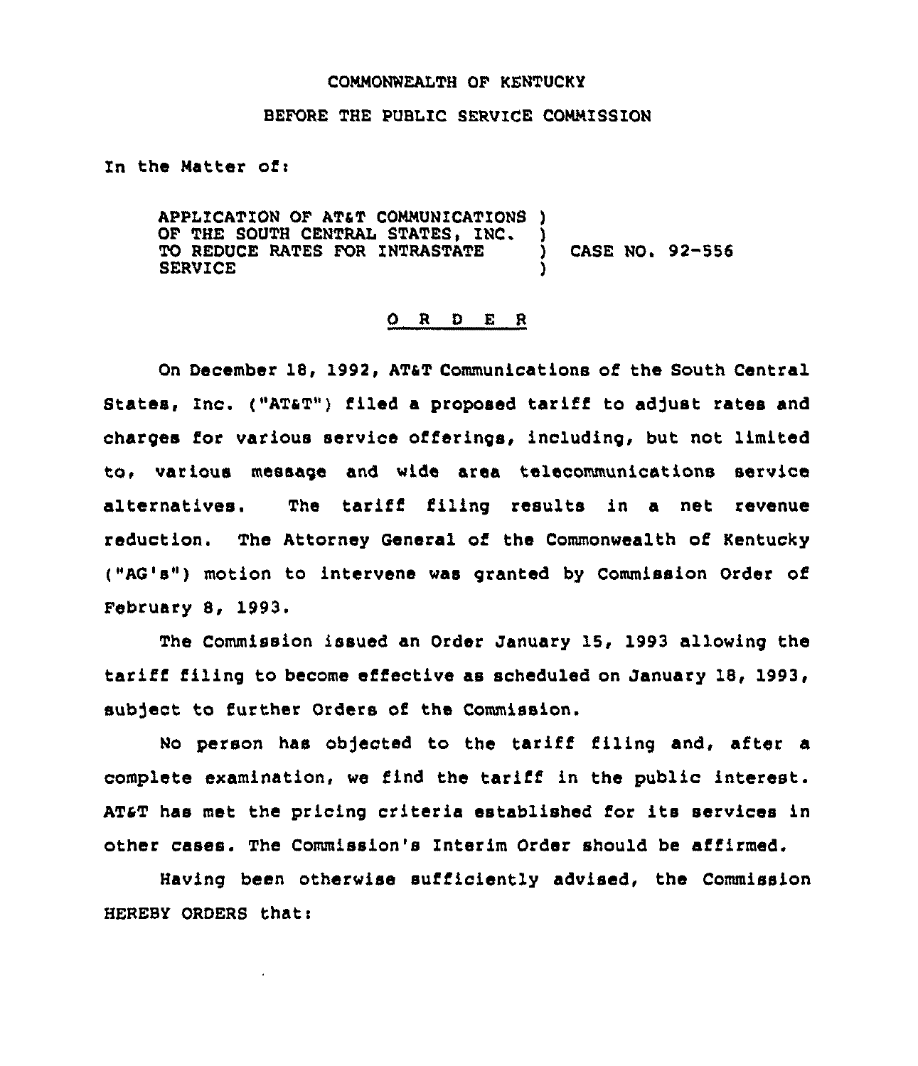COMMONWEALTH OF KENTUCKY

BEFORE THE PUBLIC SERVICE COMMISSION

In the Matter of:

APPLICATION OF AT&T COMMUNICATIONS OF THE SOUTH CENTRAL STATES, INC. TO REDUCE RATES FOR INTRASTATE SERVICE ) CASE NO. 92-556

## O R D E R

On December 18, 1992, AT&T Communications of the South Central States, Inc. ("AT&T") filed a proposed tariff to adjust rates and charges for various service offerings, including, but not limited to, various message and wide area telecommunications service alternatives. The tariff filing results in a net revenue reduction. The Attorney General of the Commonwealth of Kentucky ("AG's") motion to intervene was granted by Commission Order of February 8, 1993.

The Commission issued an Order January 15, 1993 allowing the tariff filing to become effective as scheduled on January 18, 1993, subject to further Orders of the Commission.

No person has objected to the tariff filing and, after a complete examination, we find the tariff in the public interest. AT&T has met the pricing criteria established for its services in other cases. The Commission's Interim Order should be affirmed.

Having been otherwise sufficiently advised, the Commission HEREBY ORDERS that: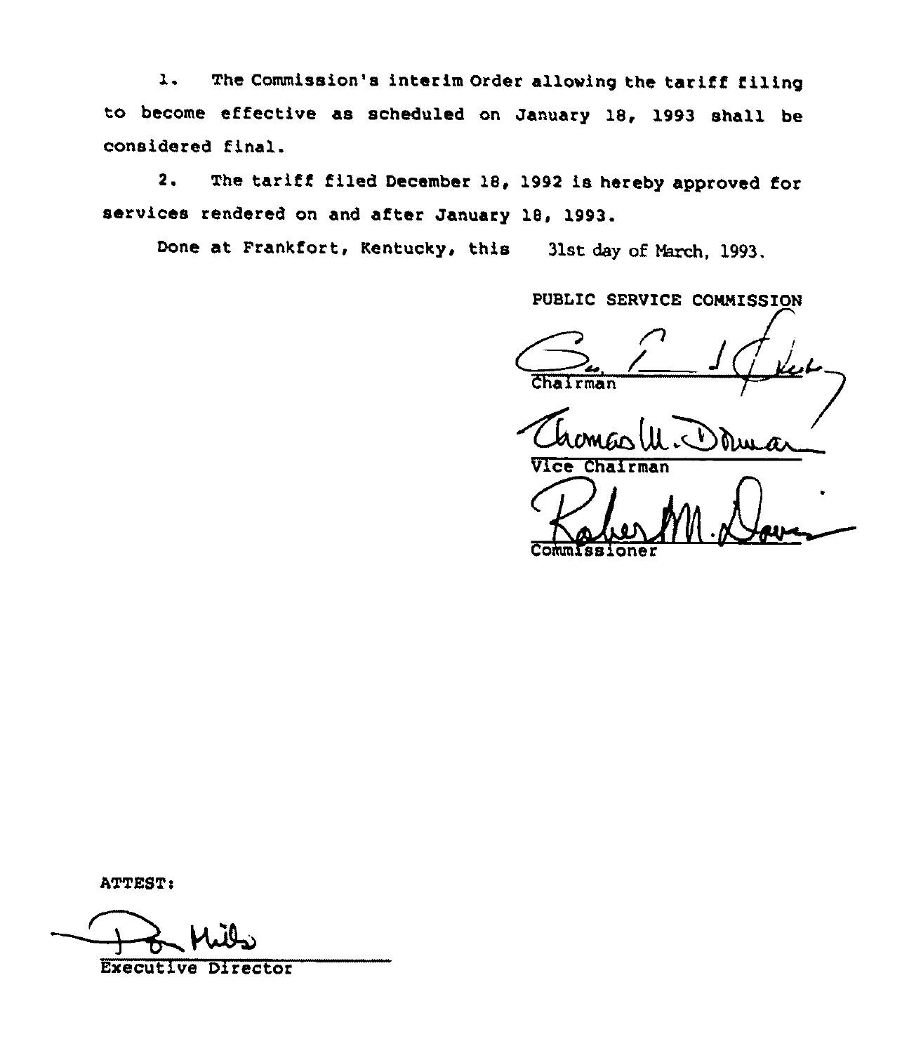1. The Commission's interim Order allowing the tariff filing to become effective as scheduled on January 18, 1993 shall be considered final.

2. The tariff filed December 18, 1992 is hereby approved for services rendered on and after January 18, 1993.

Done at Frankfort, Kentucky, this 31st day of March, 1993.

PUBLIC SERVICE COMMISSION

Chairman

Vice Chairman

Commissioner

ATTEST:

Executive Director